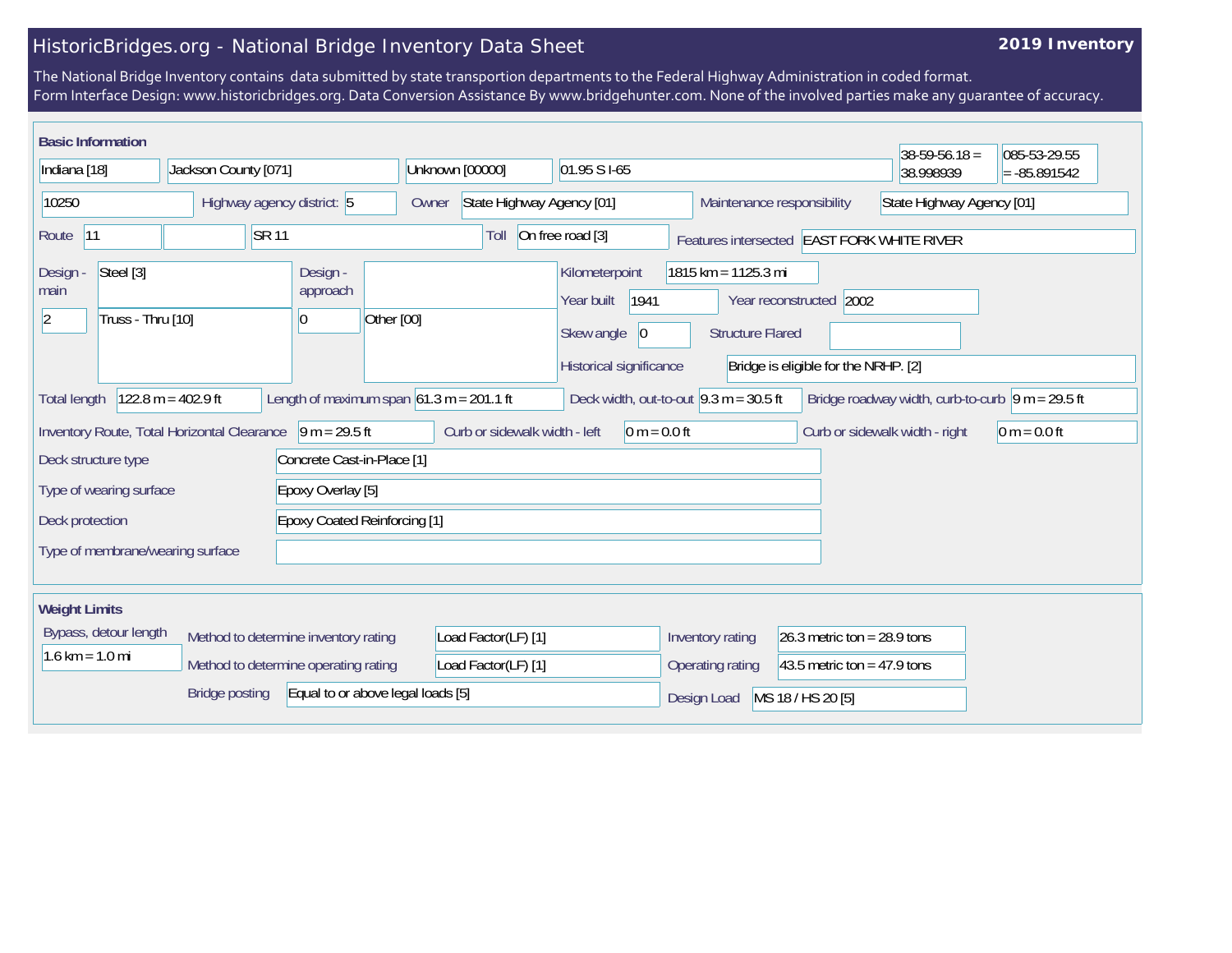# HistoricBridges.org - National Bridge Inventory Data Sheet

**2019 Inventory**

The National Bridge Inventory contains data submitted by state transportion departments to the Federal Highway Administration in coded format.
Form Interface Design: www.historicbridges.org. Data Conversion Assistance By www.bridgehunter.com. None of the involved parties make any guarantee of accuracy.

## Basic Information

| Field | Value |
|---|---|
| State | Indiana [18] |
| County | Jackson County [071] |
| Place | Unknown [00000] |
| Location | 01.95 S I-65 |
| Latitude | 38-59-56.18 = 38.998939 |
| Longitude | 085-53-29.55 = -85.891542 |
| Structure Number | 10250 |
| Highway agency district | 5 |
| Owner | State Highway Agency [01] |
| Maintenance responsibility | State Highway Agency [01] |
| Route | 11 |
| Route name | SR 11 |
| Toll | On free road [3] |
| Features intersected | EAST FORK WHITE RIVER |
| Design - main | Steel [3] |
| Design - main (spans) | 2 |
| Design - main (type) | Truss - Thru [10] |
| Design - approach | |
| Design - approach (spans) | 0 |
| Design - approach (type) | Other [00] |
| Kilometerpoint | 1815 km = 1125.3 mi |
| Year built | 1941 |
| Year reconstructed | 2002 |
| Skew angle | 0 |
| Structure Flared | |
| Historical significance | Bridge is eligible for the NRHP. [2] |
| Total length | 122.8 m = 402.9 ft |
| Length of maximum span | 61.3 m = 201.1 ft |
| Deck width, out-to-out | 9.3 m = 30.5 ft |
| Bridge roadway width, curb-to-curb | 9 m = 29.5 ft |
| Inventory Route, Total Horizontal Clearance | 9 m = 29.5 ft |
| Curb or sidewalk width - left | 0 m = 0.0 ft |
| Curb or sidewalk width - right | 0 m = 0.0 ft |
| Deck structure type | Concrete Cast-in-Place [1] |
| Type of wearing surface | Epoxy Overlay [5] |
| Deck protection | Epoxy Coated Reinforcing [1] |
| Type of membrane/wearing surface | |

## Weight Limits

| Field | Value |
|---|---|
| Bypass, detour length | 1.6 km = 1.0 mi |
| Method to determine inventory rating | Load Factor(LF) [1] |
| Method to determine operating rating | Load Factor(LF) [1] |
| Bridge posting | Equal to or above legal loads [5] |
| Inventory rating | 26.3 metric ton = 28.9 tons |
| Operating rating | 43.5 metric ton = 47.9 tons |
| Design Load | MS 18 / HS 20 [5] |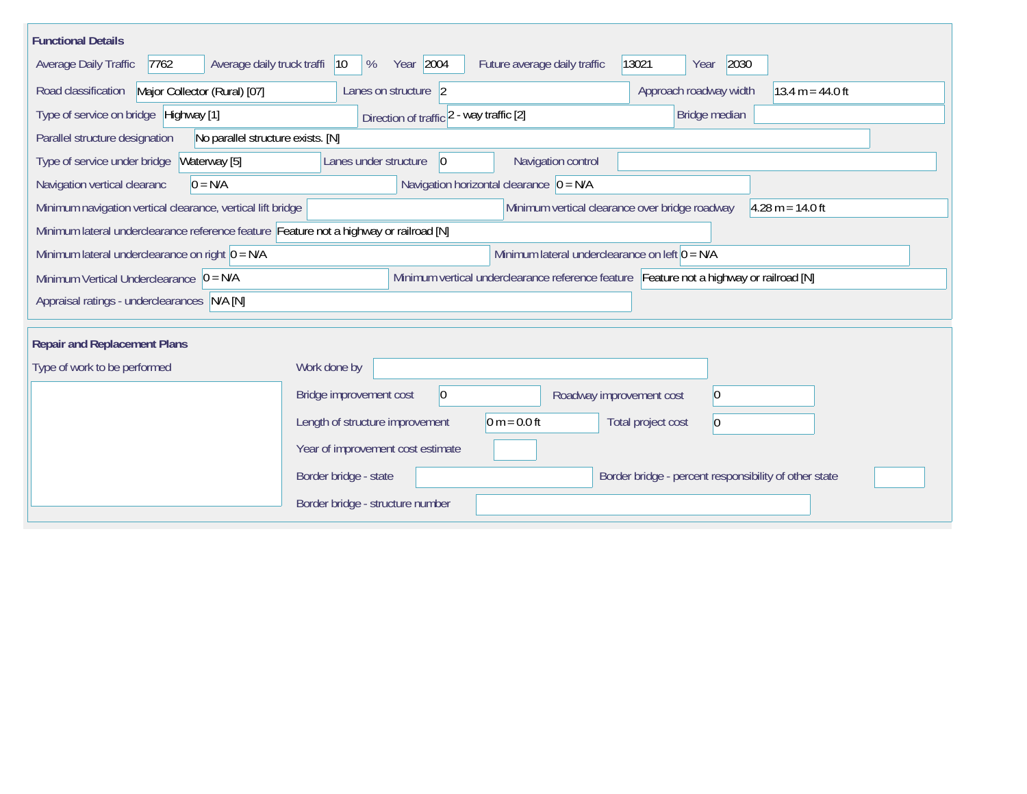## Functional Details

| Field | Value |
| --- | --- |
| Average Daily Traffic | 7762 |
| Average daily truck traffi | 10 % |
| Year | 2004 |
| Future average daily traffic | 13021 |
| Year | 2030 |
| Road classification | Major Collector (Rural) [07] |
| Lanes on structure | 2 |
| Approach roadway width | 13.4 m = 44.0 ft |
| Type of service on bridge | Highway [1] |
| Direction of traffic | 2 - way traffic [2] |
| Bridge median | |
| Parallel structure designation | No parallel structure exists. [N] |
| Type of service under bridge | Waterway [5] |
| Lanes under structure | 0 |
| Navigation control | |
| Navigation vertical clearanc | 0 = N/A |
| Navigation horizontal clearance | 0 = N/A |
| Minimum navigation vertical clearance, vertical lift bridge | |
| Minimum vertical clearance over bridge roadway | 4.28 m = 14.0 ft |
| Minimum lateral underclearance reference feature | Feature not a highway or railroad [N] |
| Minimum lateral underclearance on right | 0 = N/A |
| Minimum lateral underclearance on left | 0 = N/A |
| Minimum Vertical Underclearance | 0 = N/A |
| Minimum vertical underclearance reference feature | Feature not a highway or railroad [N] |
| Appraisal ratings - underclearances | N/A [N] |

## Repair and Replacement Plans

| Field | Value |
| --- | --- |
| Type of work to be performed | |
| Work done by | |
| Bridge improvement cost | 0 |
| Roadway improvement cost | 0 |
| Length of structure improvement | 0 m = 0.0 ft |
| Total project cost | 0 |
| Year of improvement cost estimate | |
| Border bridge - state | |
| Border bridge - percent responsibility of other state | |
| Border bridge - structure number | |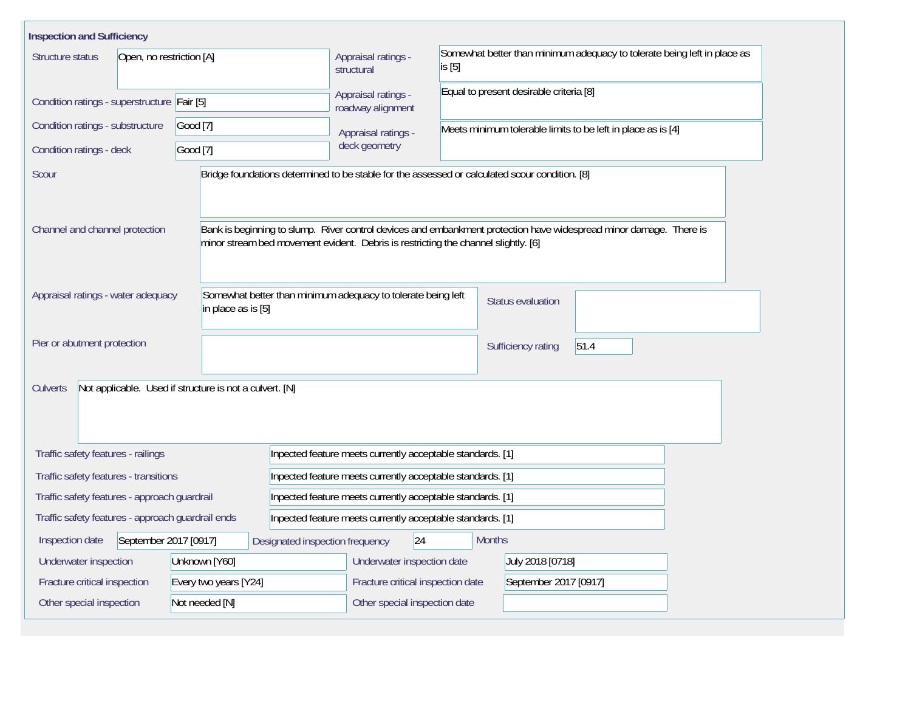## Inspection and Sufficiency

| Field | Value |
|---|---|
| Structure status | Open, no restriction [A] |
| Appraisal ratings - structural | Somewhat better than minimum adequacy to tolerate being left in place as is [5] |
| Condition ratings - superstructure | Fair [5] |
| Appraisal ratings - roadway alignment | Equal to present desirable criteria [8] |
| Condition ratings - substructure | Good [7] |
| Appraisal ratings - deck geometry | Meets minimum tolerable limits to be left in place as is [4] |
| Condition ratings - deck | Good [7] |
| Scour | Bridge foundations determined to be stable for the assessed or calculated scour condition. [8] |
| Channel and channel protection | Bank is beginning to slump. River control devices and embankment protection have widespread minor damage. There is minor stream bed movement evident. Debris is restricting the channel slightly. [6] |
| Appraisal ratings - water adequacy | Somewhat better than minimum adequacy to tolerate being left in place as is [5] |
| Status evaluation | |
| Pier or abutment protection | |
| Sufficiency rating | 51.4 |
| Culverts | Not applicable. Used if structure is not a culvert. [N] |
| Traffic safety features - railings | Inpected feature meets currently acceptable standards. [1] |
| Traffic safety features - transitions | Inpected feature meets currently acceptable standards. [1] |
| Traffic safety features - approach guardrail | Inpected feature meets currently acceptable standards. [1] |
| Traffic safety features - approach guardrail ends | Inpected feature meets currently acceptable standards. [1] |
| Inspection date | September 2017 [0917] |
| Designated inspection frequency | 24 Months |
| Underwater inspection | Unknown [Y60] |
| Underwater inspection date | July 2018 [0718] |
| Fracture critical inspection | Every two years [Y24] |
| Fracture critical inspection date | September 2017 [0917] |
| Other special inspection | Not needed [N] |
| Other special inspection date | |